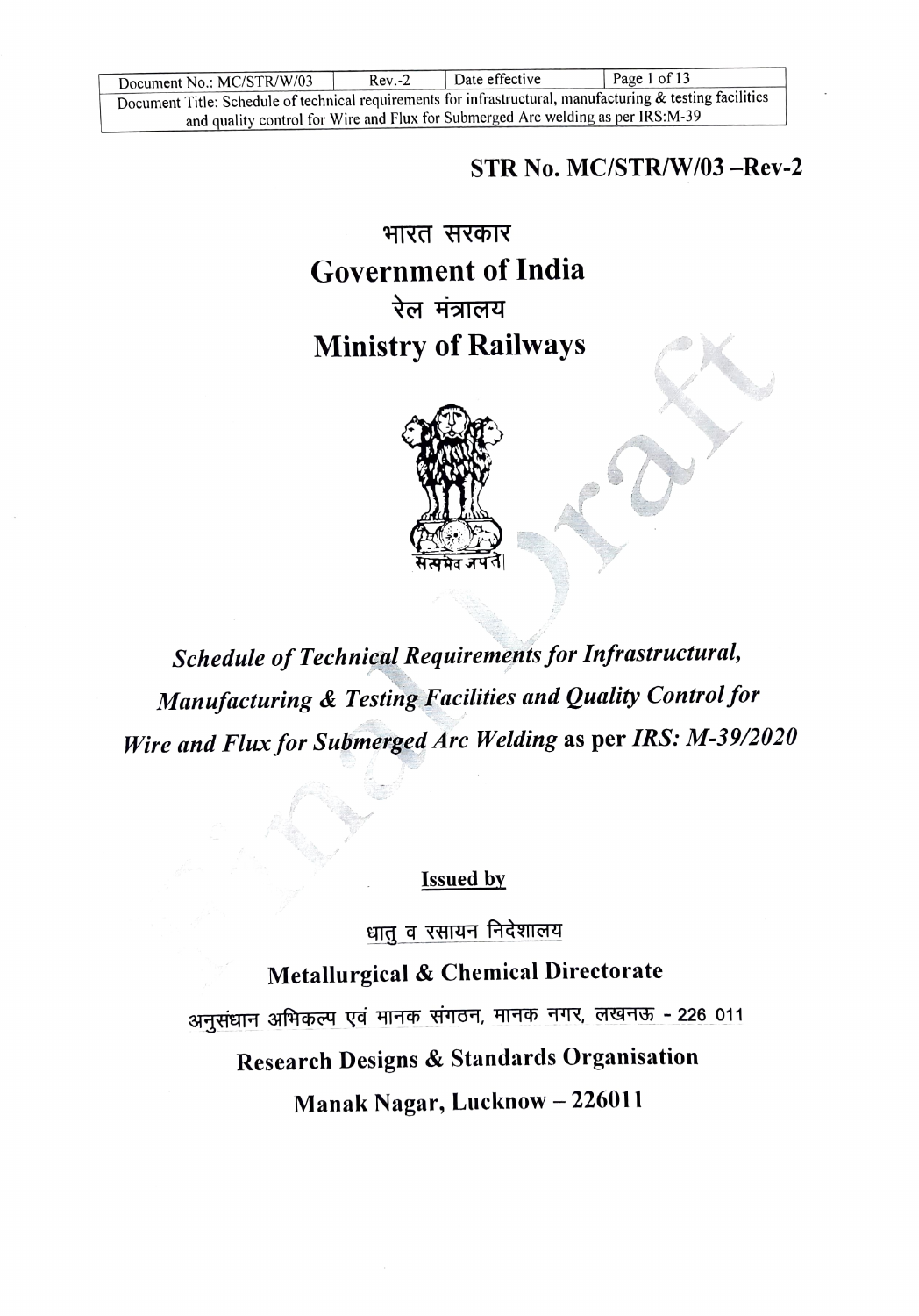| Document No.: MC/STR/W/03 | Rev.-2 | Date effective | Page 1 of 13 |
|---|---|---|---|
| Document Title: Schedule of technical requirements for infrastructural, manufacturing & testing facilities and quality control for Wire and Flux for Submerged Arc welding as per IRS:M-39 | | | |

**STR No. MC/STR/W/03 –Rev-2**

# भारत सरकार
# Government of India
# रेल मंत्रालय
# Ministry of Railways

सत्यमेव जयते

## *Schedule of Technical Requirements for Infrastructural, Manufacturing & Testing Facilities and Quality Control for Wire and Flux for Submerged Arc Welding* as per *IRS: M-39/2020*

**Issued by**

धातु व रसायन निदेशालय

**Metallurgical & Chemical Directorate**

अनुसंधान अभिकल्प एवं मानक संगठन, मानक नगर, लखनऊ - 226 011

**Research Designs & Standards Organisation**

**Manak Nagar, Lucknow – 226011**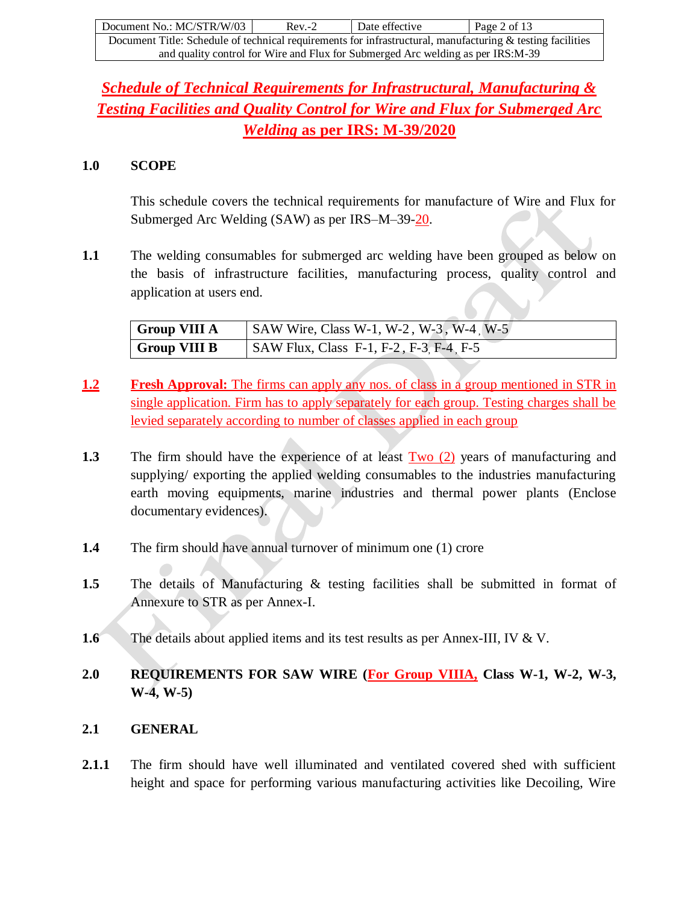# Schedule of Technical Requirements for Infrastructural, Manufacturing & Testing Facilities and Quality Control for Wire and Flux for Submerged Arc Welding as per IRS: M-39/2020

## 1.0 SCOPE

This schedule covers the technical requirements for manufacture of Wire and Flux for Submerged Arc Welding (SAW) as per IRS–M–39-20.

**1.1** The welding consumables for submerged arc welding have been grouped as below on the basis of infrastructure facilities, manufacturing process, quality control and application at users end.

| Group VIII A | SAW Wire, Class W-1, W-2 , W-3 , W-4 , W-5 |
|---|---|
| **Group VIII B** | SAW Flux, Class F-1, F-2 , F-3, F-4 , F-5 |

**1.2** **Fresh Approval:** The firms can apply any nos. of class in a group mentioned in STR in single application. Firm has to apply separately for each group. Testing charges shall be levied separately according to number of classes applied in each group

**1.3** The firm should have the experience of at least Two (2) years of manufacturing and supplying/ exporting the applied welding consumables to the industries manufacturing earth moving equipments, marine industries and thermal power plants (Enclose documentary evidences).

**1.4** The firm should have annual turnover of minimum one (1) crore

**1.5** The details of Manufacturing & testing facilities shall be submitted in format of Annexure to STR as per Annex-I.

**1.6** The details about applied items and its test results as per Annex-III, IV & V.

## 2.0 REQUIREMENTS FOR SAW WIRE (For Group VIIIA, Class W-1, W-2, W-3, W-4, W-5)

### 2.1 GENERAL

**2.1.1** The firm should have well illuminated and ventilated covered shed with sufficient height and space for performing various manufacturing activities like Decoiling, Wire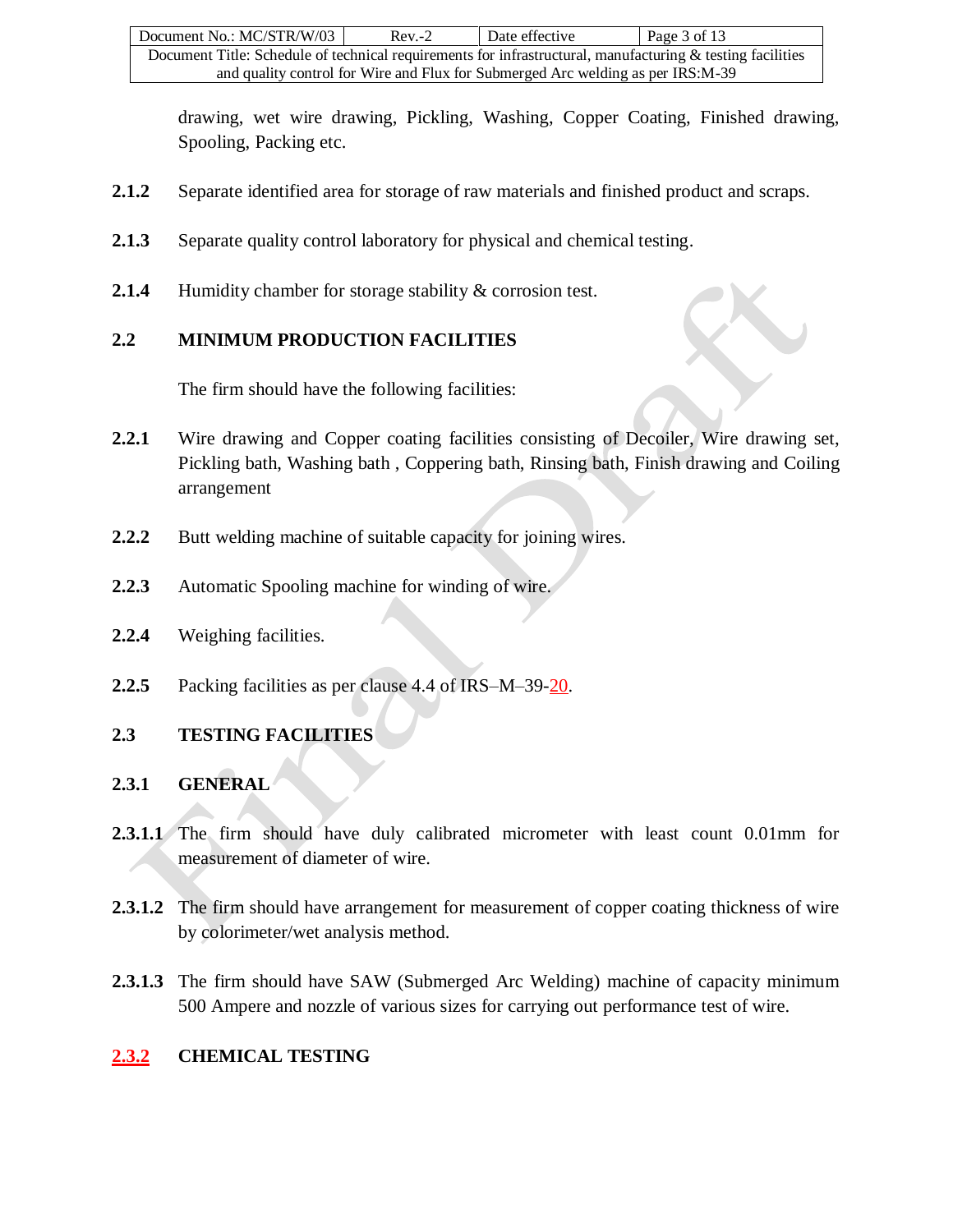drawing, wet wire drawing, Pickling, Washing, Copper Coating, Finished drawing, Spooling, Packing etc.

**2.1.2** Separate identified area for storage of raw materials and finished product and scraps.

**2.1.3** Separate quality control laboratory for physical and chemical testing.

**2.1.4** Humidity chamber for storage stability & corrosion test.

## 2.2 MINIMUM PRODUCTION FACILITIES

The firm should have the following facilities:

**2.2.1** Wire drawing and Copper coating facilities consisting of Decoiler, Wire drawing set, Pickling bath, Washing bath , Coppering bath, Rinsing bath, Finish drawing and Coiling arrangement

**2.2.2** Butt welding machine of suitable capacity for joining wires.

**2.2.3** Automatic Spooling machine for winding of wire.

**2.2.4** Weighing facilities.

**2.2.5** Packing facilities as per clause 4.4 of IRS–M–39-20.

## 2.3 TESTING FACILITIES

### 2.3.1 GENERAL

**2.3.1.1** The firm should have duly calibrated micrometer with least count 0.01mm for measurement of diameter of wire.

**2.3.1.2** The firm should have arrangement for measurement of copper coating thickness of wire by colorimeter/wet analysis method.

**2.3.1.3** The firm should have SAW (Submerged Arc Welding) machine of capacity minimum 500 Ampere and nozzle of various sizes for carrying out performance test of wire.

### 2.3.2 CHEMICAL TESTING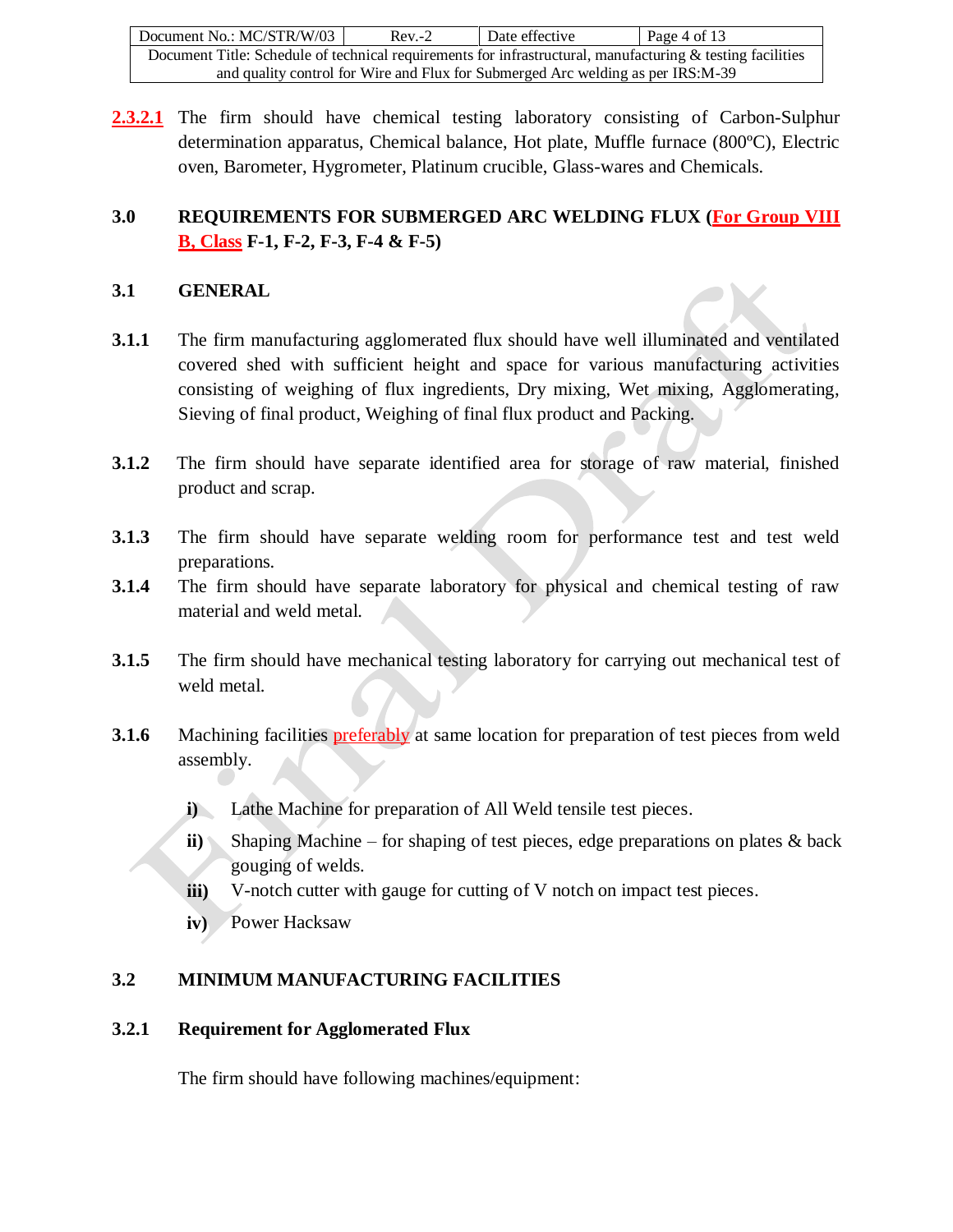**2.3.2.1** The firm should have chemical testing laboratory consisting of Carbon-Sulphur determination apparatus, Chemical balance, Hot plate, Muffle furnace (800ºC), Electric oven, Barometer, Hygrometer, Platinum crucible, Glass-wares and Chemicals.

## 3.0 REQUIREMENTS FOR SUBMERGED ARC WELDING FLUX (For Group VIII B, Class F-1, F-2, F-3, F-4 & F-5)

### 3.1 GENERAL

**3.1.1** The firm manufacturing agglomerated flux should have well illuminated and ventilated covered shed with sufficient height and space for various manufacturing activities consisting of weighing of flux ingredients, Dry mixing, Wet mixing, Agglomerating, Sieving of final product, Weighing of final flux product and Packing.

**3.1.2** The firm should have separate identified area for storage of raw material, finished product and scrap.

**3.1.3** The firm should have separate welding room for performance test and test weld preparations.

**3.1.4** The firm should have separate laboratory for physical and chemical testing of raw material and weld metal.

**3.1.5** The firm should have mechanical testing laboratory for carrying out mechanical test of weld metal.

**3.1.6** Machining facilities preferably at same location for preparation of test pieces from weld assembly.

- **i)** Lathe Machine for preparation of All Weld tensile test pieces.
- **ii)** Shaping Machine – for shaping of test pieces, edge preparations on plates & back gouging of welds.
- **iii)** V-notch cutter with gauge for cutting of V notch on impact test pieces.
- **iv)** Power Hacksaw

### 3.2 MINIMUM MANUFACTURING FACILITIES

**3.2.1 Requirement for Agglomerated Flux**

The firm should have following machines/equipment: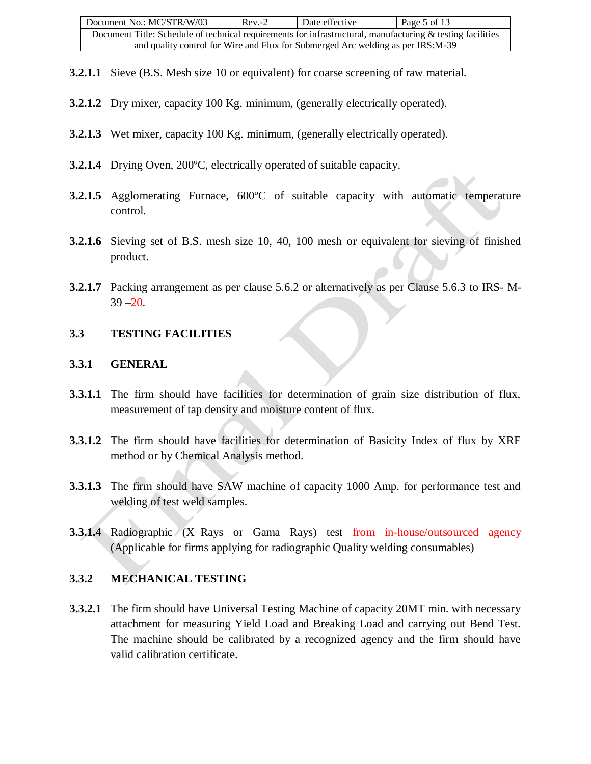**3.2.1.1** Sieve (B.S. Mesh size 10 or equivalent) for coarse screening of raw material.

**3.2.1.2** Dry mixer, capacity 100 Kg. minimum, (generally electrically operated).

**3.2.1.3** Wet mixer, capacity 100 Kg. minimum, (generally electrically operated).

**3.2.1.4** Drying Oven, 200ºC, electrically operated of suitable capacity.

**3.2.1.5** Agglomerating Furnace, 600ºC of suitable capacity with automatic temperature control.

**3.2.1.6** Sieving set of B.S. mesh size 10, 40, 100 mesh or equivalent for sieving of finished product.

**3.2.1.7** Packing arrangement as per clause 5.6.2 or alternatively as per Clause 5.6.3 to IRS- M-39 –20.

## 3.3 TESTING FACILITIES

### 3.3.1 GENERAL

**3.3.1.1** The firm should have facilities for determination of grain size distribution of flux, measurement of tap density and moisture content of flux.

**3.3.1.2** The firm should have facilities for determination of Basicity Index of flux by XRF method or by Chemical Analysis method.

**3.3.1.3** The firm should have SAW machine of capacity 1000 Amp. for performance test and welding of test weld samples.

**3.3.1.4** Radiographic (X–Rays or Gama Rays) test from in-house/outsourced agency (Applicable for firms applying for radiographic Quality welding consumables)

### 3.3.2 MECHANICAL TESTING

**3.3.2.1** The firm should have Universal Testing Machine of capacity 20MT min. with necessary attachment for measuring Yield Load and Breaking Load and carrying out Bend Test. The machine should be calibrated by a recognized agency and the firm should have valid calibration certificate.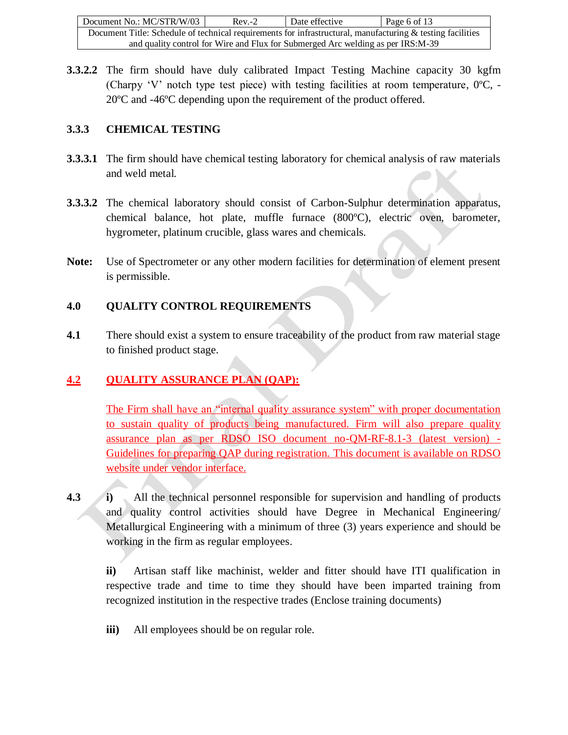**3.3.2.2** The firm should have duly calibrated Impact Testing Machine capacity 30 kgfm (Charpy 'V' notch type test piece) with testing facilities at room temperature, 0ºC, -20ºC and -46ºC depending upon the requirement of the product offered.

### 3.3.3 CHEMICAL TESTING

**3.3.3.1** The firm should have chemical testing laboratory for chemical analysis of raw materials and weld metal.

**3.3.3.2** The chemical laboratory should consist of Carbon-Sulphur determination apparatus, chemical balance, hot plate, muffle furnace (800ºC), electric oven, barometer, hygrometer, platinum crucible, glass wares and chemicals.

**Note:** Use of Spectrometer or any other modern facilities for determination of element present is permissible.

## 4.0 QUALITY CONTROL REQUIREMENTS

**4.1** There should exist a system to ensure traceability of the product from raw material stage to finished product stage.

### 4.2 QUALITY ASSURANCE PLAN (QAP):

The Firm shall have an "internal quality assurance system" with proper documentation to sustain quality of products being manufactured. Firm will also prepare quality assurance plan as per RDSO ISO document no-QM-RF-8.1-3 (latest version) - Guidelines for preparing QAP during registration. This document is available on RDSO website under vendor interface.

**4.3** **i)** All the technical personnel responsible for supervision and handling of products and quality control activities should have Degree in Mechanical Engineering/ Metallurgical Engineering with a minimum of three (3) years experience and should be working in the firm as regular employees.

**ii)** Artisan staff like machinist, welder and fitter should have ITI qualification in respective trade and time to time they should have been imparted training from recognized institution in the respective trades (Enclose training documents)

**iii)** All employees should be on regular role.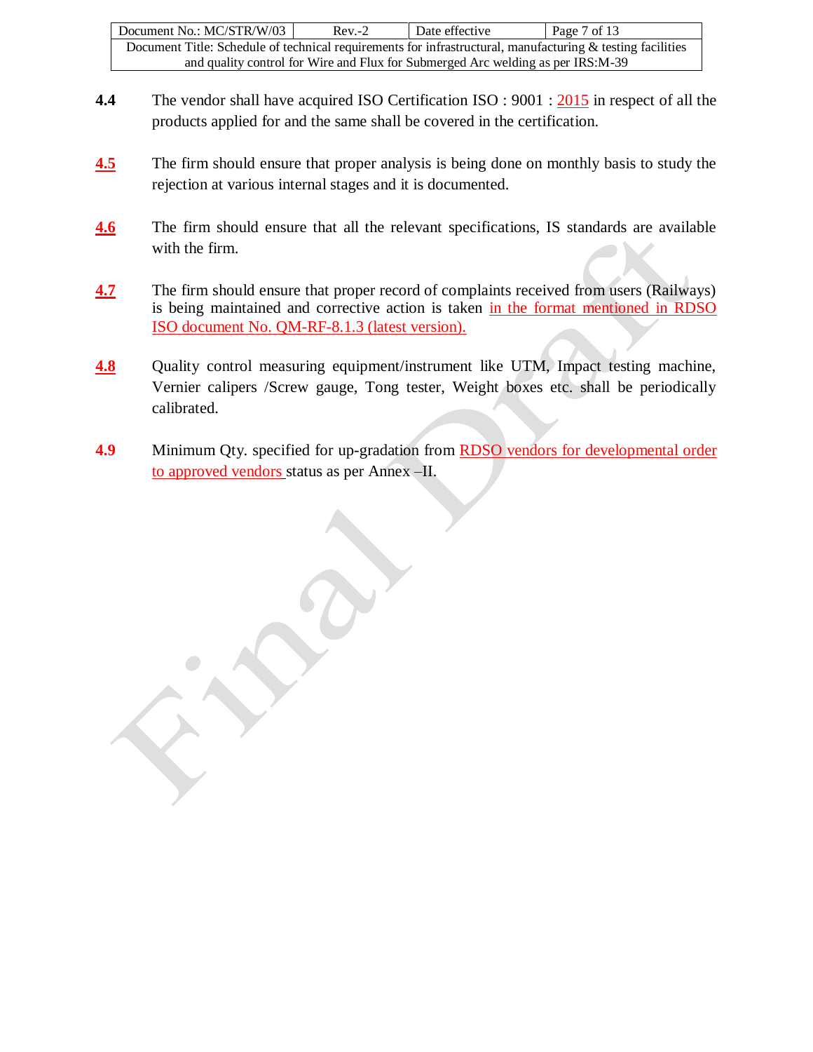**4.4** The vendor shall have acquired ISO Certification ISO : 9001 : 2015 in respect of all the products applied for and the same shall be covered in the certification.

**4.5** The firm should ensure that proper analysis is being done on monthly basis to study the rejection at various internal stages and it is documented.

**4.6** The firm should ensure that all the relevant specifications, IS standards are available with the firm.

**4.7** The firm should ensure that proper record of complaints received from users (Railways) is being maintained and corrective action is taken in the format mentioned in RDSO ISO document No. QM-RF-8.1.3 (latest version).

**4.8** Quality control measuring equipment/instrument like UTM, Impact testing machine, Vernier calipers /Screw gauge, Tong tester, Weight boxes etc. shall be periodically calibrated.

**4.9** Minimum Qty. specified for up-gradation from RDSO vendors for developmental order to approved vendors status as per Annex –II.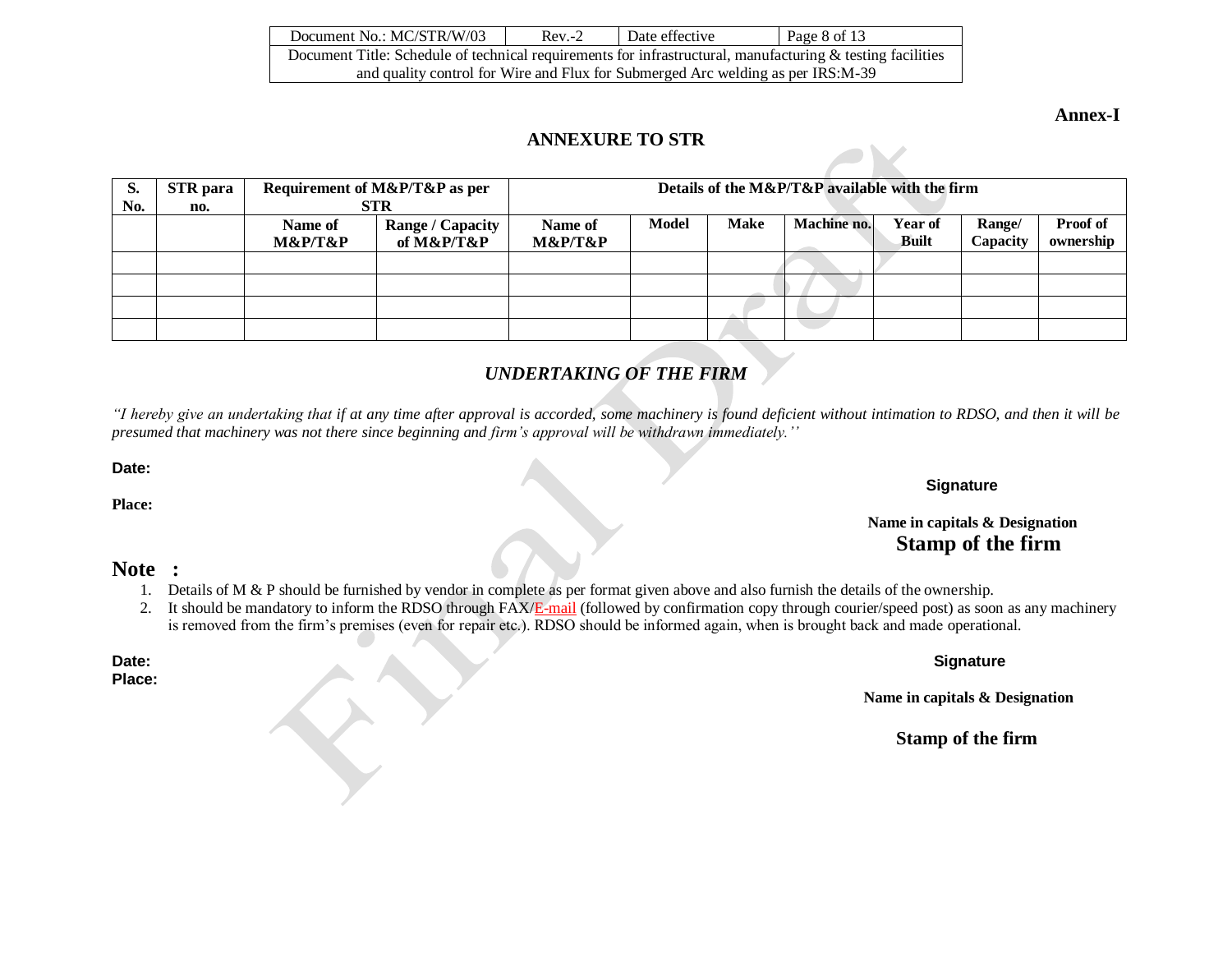**Annex-I**

## ANNEXURE TO STR

| S. No. | STR para no. | Requirement of M&P/T&P as per STR | | Details of the M&P/T&P available with the firm | | | | | | |
|---|---|---|---|---|---|---|---|---|---|---|
| | | Name of M&P/T&P | Range / Capacity of M&P/T&P | Name of M&P/T&P | Model | Make | Machine no. | Year of Built | Range/ Capacity | Proof of ownership |
| | | | | | | | | | | |
| | | | | | | | | | | |
| | | | | | | | | | | |
| | | | | | | | | | | |

### *UNDERTAKING OF THE FIRM*

*"I hereby give an undertaking that if at any time after approval is accorded, some machinery is found deficient without intimation to RDSO, and then it will be presumed that machinery was not there since beginning and firm's approval will be withdrawn immediately.''*

**Date:**

**Place:**

**Signature**

**Name in capitals & Designation**

**Stamp of the firm**

**Note :**

1. Details of M & P should be furnished by vendor in complete as per format given above and also furnish the details of the ownership.
2. It should be mandatory to inform the RDSO through FAX/E-mail (followed by confirmation copy through courier/speed post) as soon as any machinery is removed from the firm's premises (even for repair etc.). RDSO should be informed again, when is brought back and made operational.

**Date:**

**Place:**

**Signature**

**Name in capitals & Designation**

**Stamp of the firm**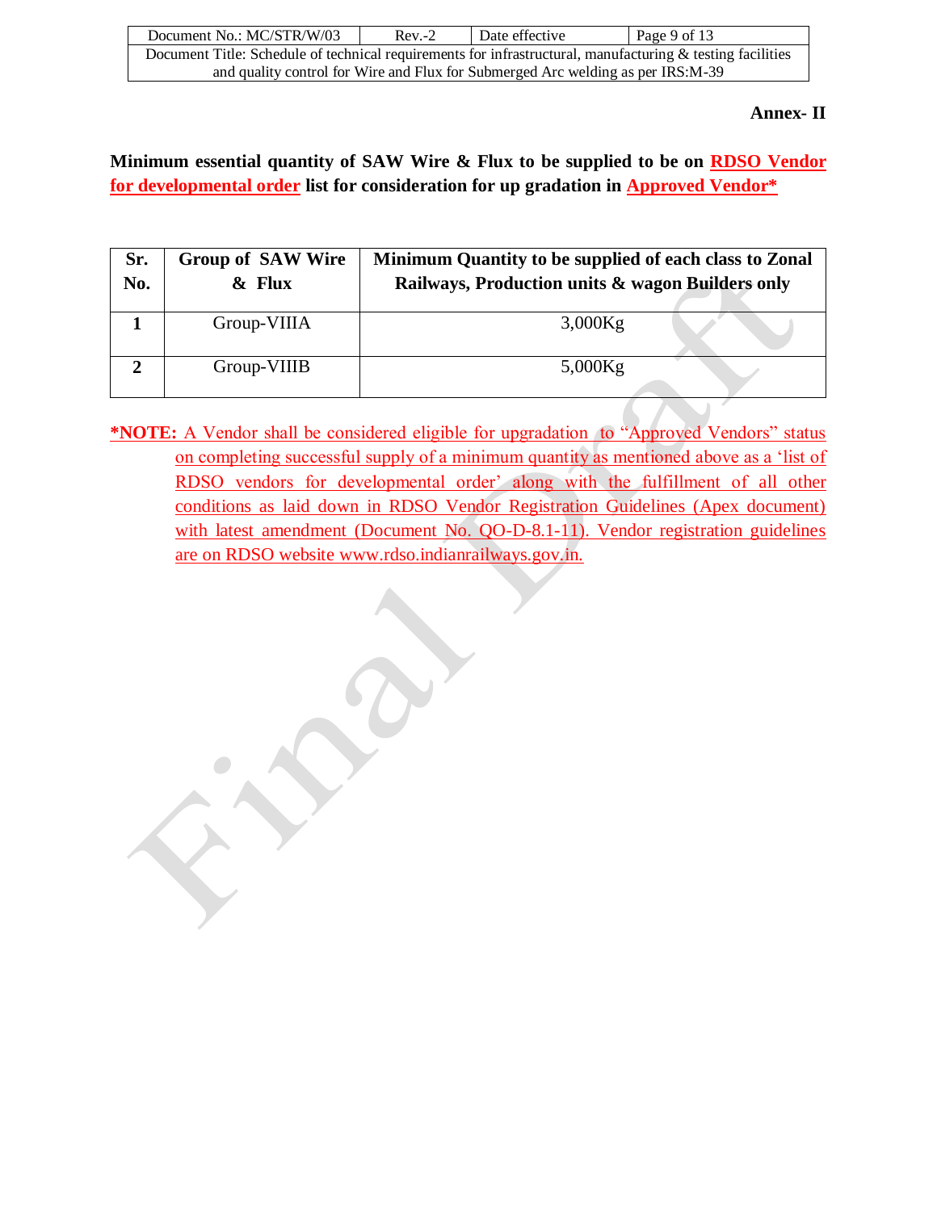**Annex- II**

**Minimum essential quantity of SAW Wire & Flux to be supplied to be on RDSO Vendor for developmental order list for consideration for up gradation in Approved Vendor***

| Sr. No. | Group of SAW Wire & Flux | Minimum Quantity to be supplied of each class to Zonal Railways, Production units & wagon Builders only |
|---|---|---|
| **1** | Group-VIIIA | 3,000Kg |
| **2** | Group-VIIIB | 5,000Kg |

***NOTE:** A Vendor shall be considered eligible for upgradation to "Approved Vendors" status on completing successful supply of a minimum quantity as mentioned above as a 'list of RDSO vendors for developmental order' along with the fulfillment of all other conditions as laid down in RDSO Vendor Registration Guidelines (Apex document) with latest amendment (Document No. QO-D-8.1-11). Vendor registration guidelines are on RDSO website www.rdso.indianrailways.gov.in.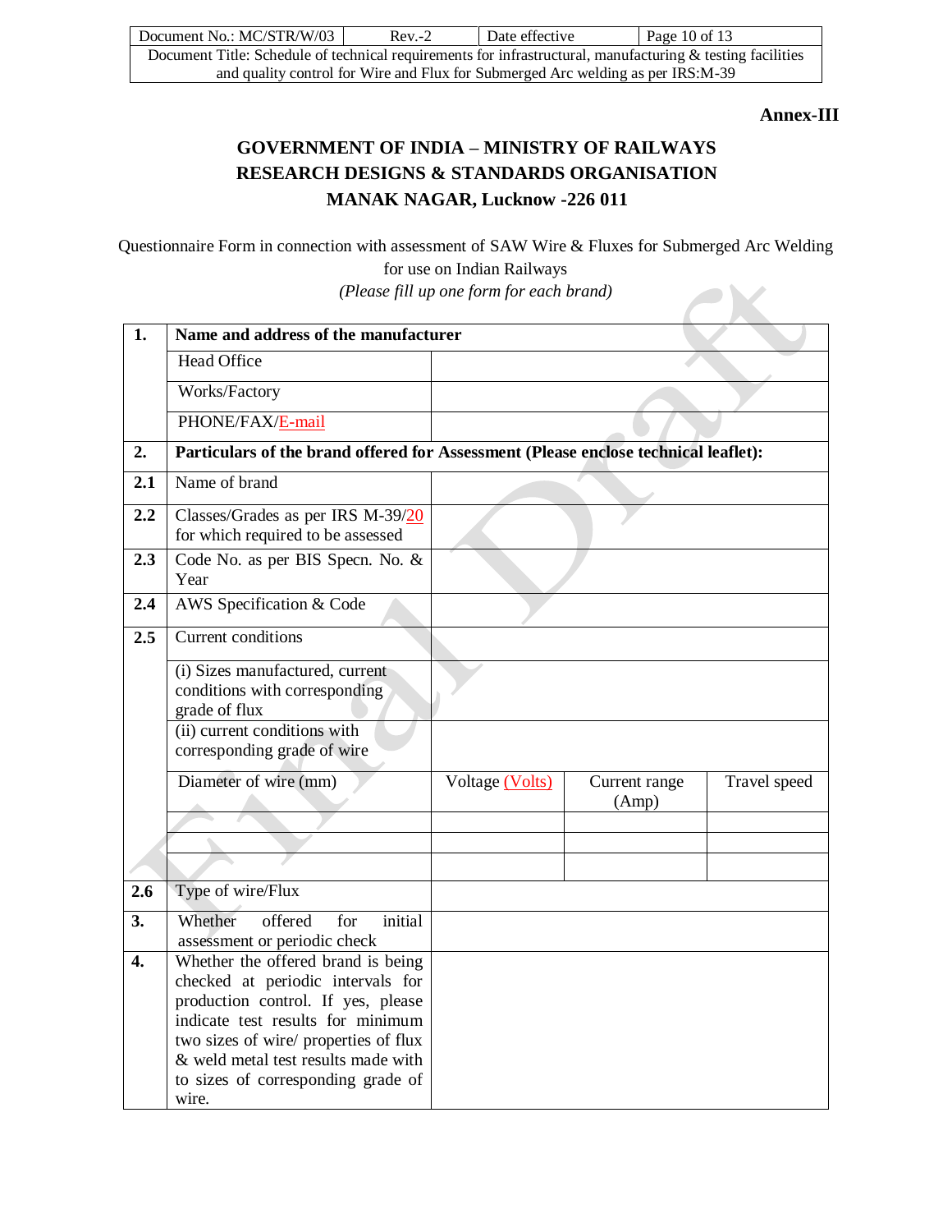**Annex-III**

# GOVERNMENT OF INDIA – MINISTRY OF RAILWAYS
# RESEARCH DESIGNS & STANDARDS ORGANISATION
# MANAK NAGAR, Lucknow -226 011

Questionnaire Form in connection with assessment of SAW Wire & Fluxes for Submerged Arc Welding for use on Indian Railways

*(Please fill up one form for each brand)*

| | | | | |
|---|---|---|---|---|
| **1.** | **Name and address of the manufacturer** | | | |
| | Head Office | | | |
| | Works/Factory | | | |
| | PHONE/FAX/E-mail | | | |
| **2.** | **Particulars of the brand offered for Assessment (Please enclose technical leaflet):** | | | |
| **2.1** | Name of brand | | | |
| **2.2** | Classes/Grades as per IRS M-39/20 for which required to be assessed | | | |
| **2.3** | Code No. as per BIS Specn. No. & Year | | | |
| **2.4** | AWS Specification & Code | | | |
| **2.5** | Current conditions | | | |
| | (i) Sizes manufactured, current conditions with corresponding grade of flux | | | |
| | (ii) current conditions with corresponding grade of wire | | | |
| | Diameter of wire (mm) | Voltage (Volts) | Current range (Amp) | Travel speed |
| | | | | |
| | | | | |
| | | | | |
| **2.6** | Type of wire/Flux | | | |
| **3.** | Whether offered for initial assessment or periodic check | | | |
| **4.** | Whether the offered brand is being checked at periodic intervals for production control. If yes, please indicate test results for minimum two sizes of wire/ properties of flux & weld metal test results made with to sizes of corresponding grade of wire. | | | |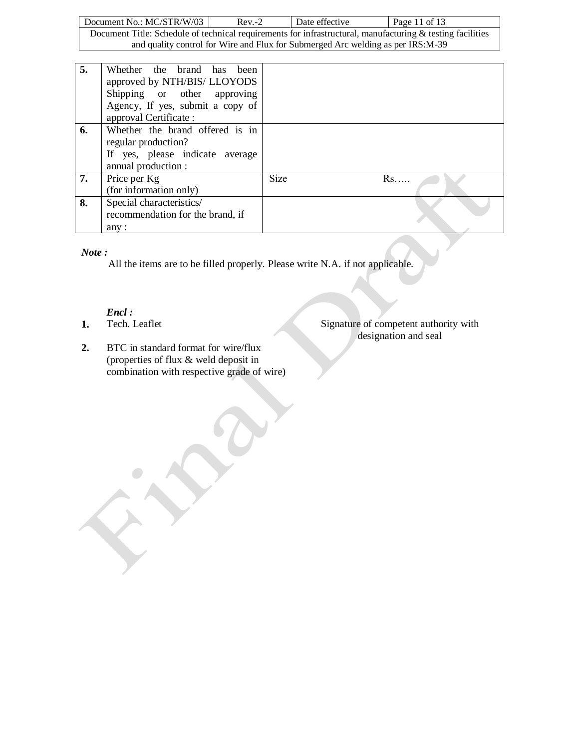| | | |
|---|---|---|
| **5.** | Whether the brand has been approved by NTH/BIS/ LLOYODS Shipping or other approving Agency, If yes, submit a copy of approval Certificate : | |
| **6.** | Whether the brand offered is in regular production?<br>If yes, please indicate average annual production : | |
| **7.** | Price per Kg<br>(for information only) | Size Rs….. |
| **8.** | Special characteristics/ recommendation for the brand, if any : | |

***Note :***

All the items are to be filled properly. Please write N.A. if not applicable.

***Encl :***

1. Tech. Leaflet
2. BTC in standard format for wire/flux (properties of flux & weld deposit in combination with respective grade of wire)

Signature of competent authority with designation and seal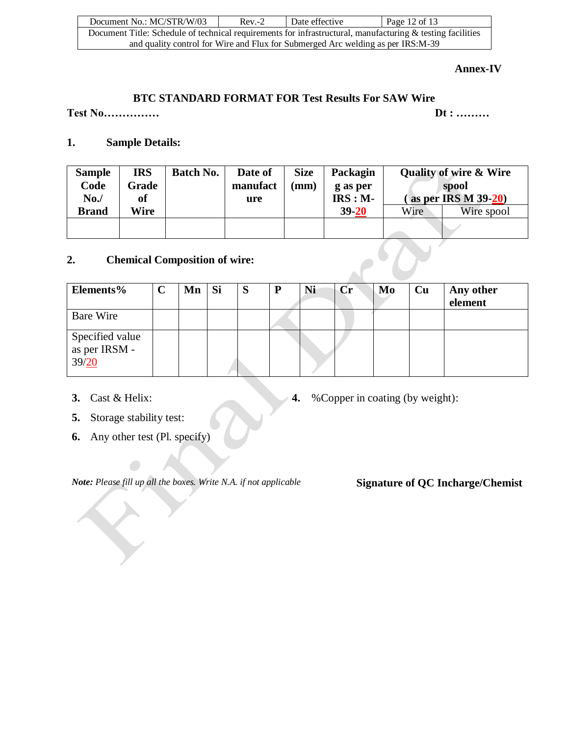**Annex-IV**

## BTC STANDARD FORMAT FOR Test Results For SAW Wire

**Test No……………** **Dt : ………**

### 1. Sample Details:

| Sample Code No./ Brand | IRS Grade of Wire | Batch No. | Date of manufacture | Size (mm) | Packaging as per IRS : M-39-20 | Quality of wire & Wire spool ( as per IRS M 39-20) | |
|---|---|---|---|---|---|---|---|
| | | | | | | Wire | Wire spool |
| | | | | | | | |

### 2. Chemical Composition of wire:

| Elements% | C | Mn | Si | S | P | Ni | Cr | Mo | Cu | Any other element |
|---|---|---|---|---|---|---|---|---|---|---|
| Bare Wire | | | | | | | | | | |
| Specified value as per IRSM - 39/20 | | | | | | | | | | |

**3.** Cast & Helix:

**4.** %Copper in coating (by weight):

**5.** Storage stability test:

**6.** Any other test (Pl. specify)

***Note:*** *Please fill up all the boxes. Write N.A. if not applicable*

**Signature of QC Incharge/Chemist**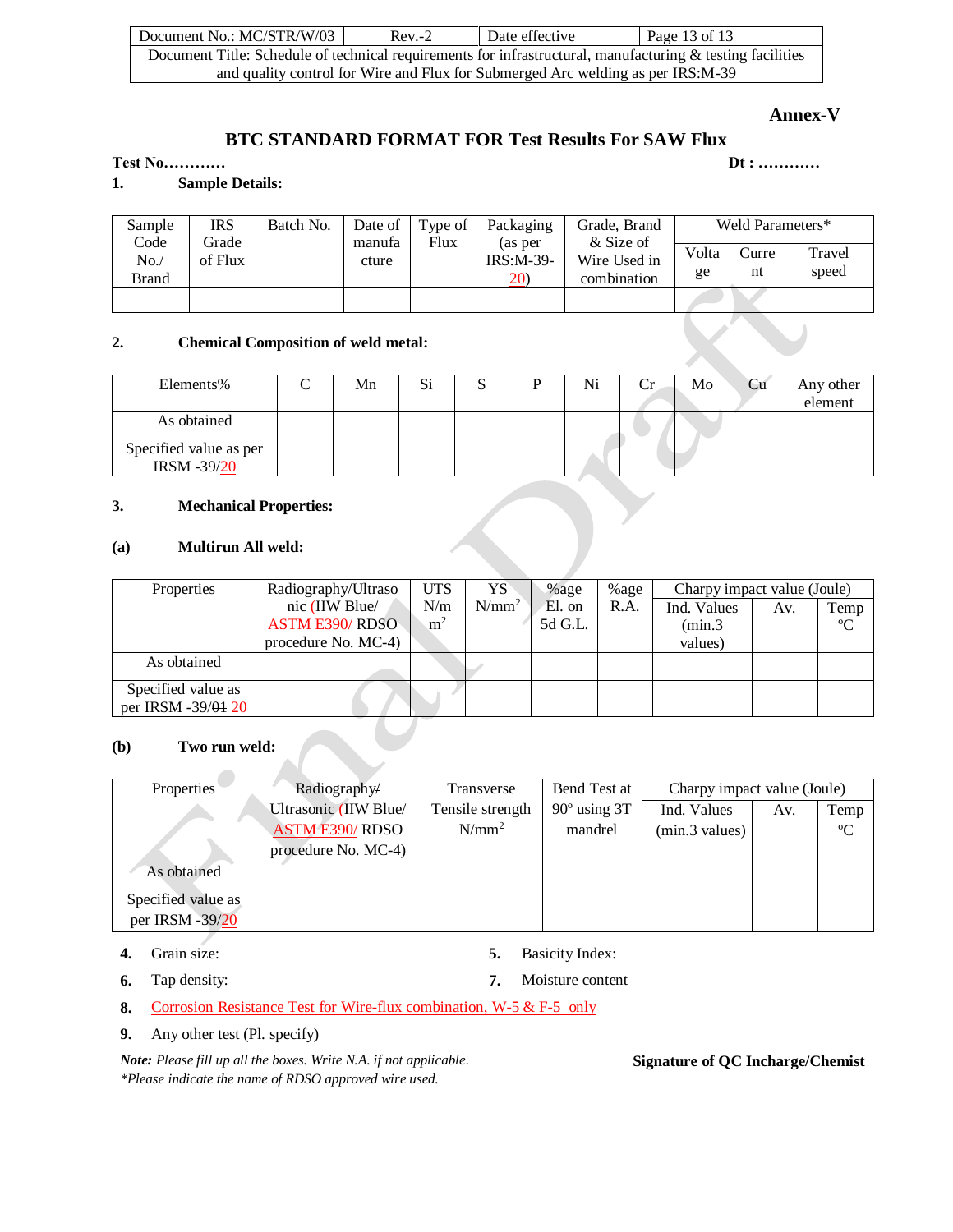**Annex-V**

## BTC STANDARD FORMAT FOR Test Results For SAW Flux

**Test No…………** **Dt : …………**

**1. Sample Details:**

| Sample Code No./ Brand | IRS Grade of Flux | Batch No. | Date of manufacture | Type of Flux | Packaging (as per IRS:M-39-20) | Grade, Brand & Size of Wire Used in combination | Weld Parameters* | | |
|---|---|---|---|---|---|---|---|---|---|
| | | | | | | | Voltage | Current | Travel speed |
| | | | | | | | | | |

**2. Chemical Composition of weld metal:**

| Elements% | C | Mn | Si | S | P | Ni | Cr | Mo | Cu | Any other element |
|---|---|---|---|---|---|---|---|---|---|---|
| As obtained | | | | | | | | | | |
| Specified value as per IRSM -39/20 | | | | | | | | | | |

**3. Mechanical Properties:**

**(a) Multirun All weld:**

| Properties | Radiography/Ultrasonic (IIW Blue/ ASTM E390/ RDSO procedure No. MC-4) | UTS N/m $m^2$ | YS N/$mm^2$ | %age El. on 5d G.L. | %age R.A. | Charpy impact value (Joule) | | |
|---|---|---|---|---|---|---|---|---|
| | | | | | | Ind. Values (min.3 values) | Av. | Temp ºC |
| As obtained | | | | | | | | |
| Specified value as per IRSM -39/~~01~~ 20 | | | | | | | | |

**(b) Two run weld:**

| Properties | Radiography/ Ultrasonic (IIW Blue/ ASTM E390/ RDSO procedure No. MC-4) | Transverse Tensile strength N/$mm^2$ | Bend Test at 90º using 3T mandrel | Charpy impact value (Joule) | | |
|---|---|---|---|---|---|---|
| | | | | Ind. Values (min.3 values) | Av. | Temp ºC |
| As obtained | | | | | | |
| Specified value as per IRSM -39/20 | | | | | | |

**4.** Grain size:

**5.** Basicity Index:

**6.** Tap density:

**7.** Moisture content

**8.** Corrosion Resistance Test for Wire-flux combination, W-5 & F-5 only

**9.** Any other test (Pl. specify)

***Note:*** *Please fill up all the boxes. Write N.A. if not applicable.*
*\*Please indicate the name of RDSO approved wire used.*

**Signature of QC Incharge/Chemist**